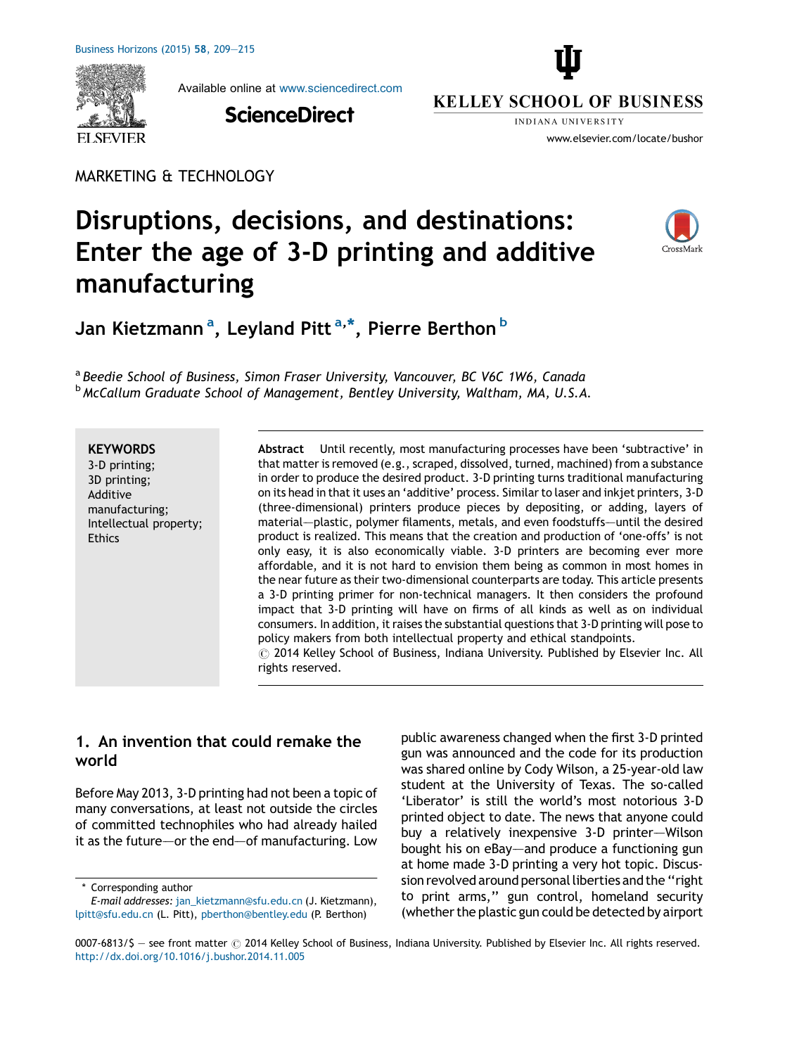MARKETING & TECHNOLOGY

# Disruptions, decisions, and destinations: Enter the age of 3-D printing and additive manufacturing

Jan Kietzmann [a], Leyland Pitt [a,*], Pierre Berthon [b]

[a] *Beedie School of Business, Simon Fraser University, Vancouver, BC V6C 1W6, Canada*
[b] *McCallum Graduate School of Management, Bentley University, Waltham, MA, U.S.A.*

**KEYWORDS**
3-D printing;
3D printing;
Additive manufacturing;
Intellectual property;
Ethics

**Abstract** Until recently, most manufacturing processes have been 'subtractive' in that matter is removed (e.g., scraped, dissolved, turned, machined) from a substance in order to produce the desired product. 3-D printing turns traditional manufacturing on its head in that it uses an 'additive' process. Similar to laser and inkjet printers, 3-D (three-dimensional) printers produce pieces by depositing, or adding, layers of material—plastic, polymer filaments, metals, and even foodstuffs—until the desired product is realized. This means that the creation and production of 'one-offs' is not only easy, it is also economically viable. 3-D printers are becoming ever more affordable, and it is not hard to envision them being as common in most homes in the near future as their two-dimensional counterparts are today. This article presents a 3-D printing primer for non-technical managers. It then considers the profound impact that 3-D printing will have on firms of all kinds as well as on individual consumers. In addition, it raises the substantial questions that 3-D printing will pose to policy makers from both intellectual property and ethical standpoints.
© 2014 Kelley School of Business, Indiana University. Published by Elsevier Inc. All rights reserved.

## 1. An invention that could remake the world

Before May 2013, 3-D printing had not been a topic of many conversations, at least not outside the circles of committed technophiles who had already hailed it as the future—or the end—of manufacturing. Low public awareness changed when the first 3-D printed gun was announced and the code for its production was shared online by Cody Wilson, a 25-year-old law student at the University of Texas. The so-called 'Liberator' is still the world's most notorious 3-D printed object to date. The news that anyone could buy a relatively inexpensive 3-D printer—Wilson bought his on eBay—and produce a functioning gun at home made 3-D printing a very hot topic. Discussion revolved around personal liberties and the "right to print arms," gun control, homeland security (whether the plastic gun could be detected by airport

\* Corresponding author
*E-mail addresses:* jan_kietzmann@sfu.edu.cn (J. Kietzmann), lpitt@sfu.edu.cn (L. Pitt), pberthon@bentley.edu (P. Berthon)

0007-6813/$ — see front matter © 2014 Kelley School of Business, Indiana University. Published by Elsevier Inc. All rights reserved.
http://dx.doi.org/10.1016/j.bushor.2014.11.005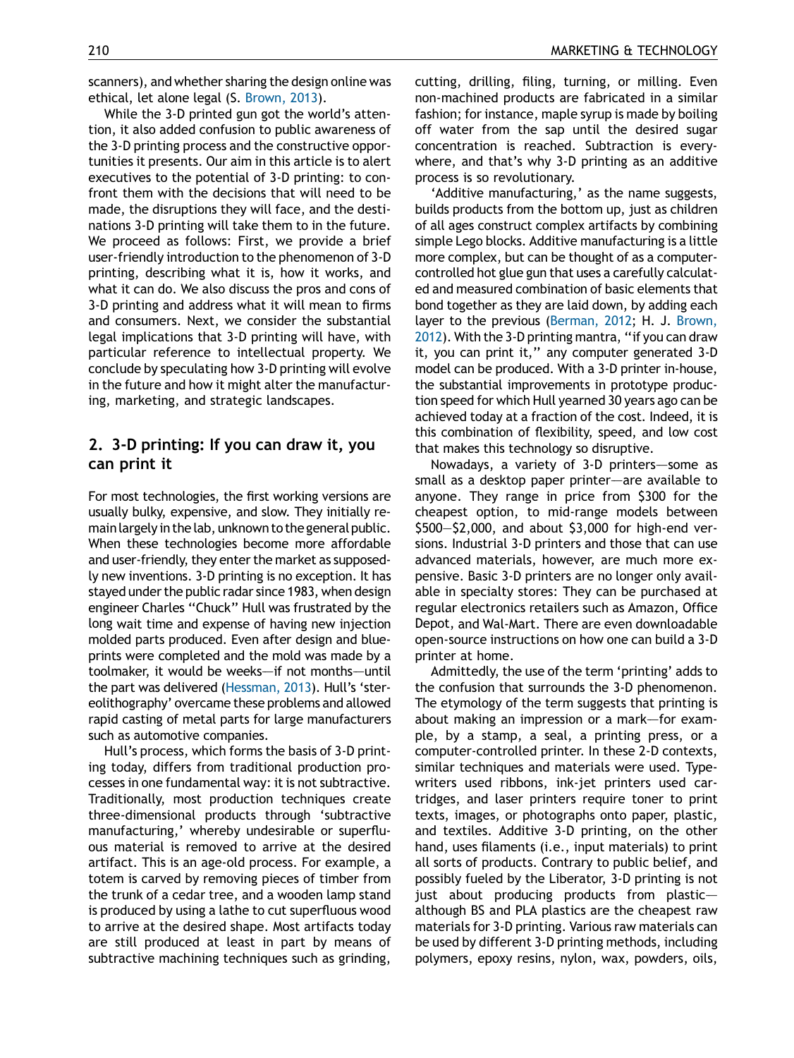scanners), and whether sharing the design online was ethical, let alone legal (S. Brown, 2013).

While the 3-D printed gun got the world's attention, it also added confusion to public awareness of the 3-D printing process and the constructive opportunities it presents. Our aim in this article is to alert executives to the potential of 3-D printing: to confront them with the decisions that will need to be made, the disruptions they will face, and the destinations 3-D printing will take them to in the future. We proceed as follows: First, we provide a brief user-friendly introduction to the phenomenon of 3-D printing, describing what it is, how it works, and what it can do. We also discuss the pros and cons of 3-D printing and address what it will mean to firms and consumers. Next, we consider the substantial legal implications that 3-D printing will have, with particular reference to intellectual property. We conclude by speculating how 3-D printing will evolve in the future and how it might alter the manufacturing, marketing, and strategic landscapes.

## 2. 3-D printing: If you can draw it, you can print it

For most technologies, the first working versions are usually bulky, expensive, and slow. They initially remain largely in the lab, unknown to the general public. When these technologies become more affordable and user-friendly, they enter the market as supposedly new inventions. 3-D printing is no exception. It has stayed under the public radar since 1983, when design engineer Charles "Chuck" Hull was frustrated by the long wait time and expense of having new injection molded parts produced. Even after design and blueprints were completed and the mold was made by a toolmaker, it would be weeks—if not months—until the part was delivered (Hessman, 2013). Hull's 'stereolithography' overcame these problems and allowed rapid casting of metal parts for large manufacturers such as automotive companies.

Hull's process, which forms the basis of 3-D printing today, differs from traditional production processes in one fundamental way: it is not subtractive. Traditionally, most production techniques create three-dimensional products through 'subtractive manufacturing,' whereby undesirable or superfluous material is removed to arrive at the desired artifact. This is an age-old process. For example, a totem is carved by removing pieces of timber from the trunk of a cedar tree, and a wooden lamp stand is produced by using a lathe to cut superfluous wood to arrive at the desired shape. Most artifacts today are still produced at least in part by means of subtractive machining techniques such as grinding, cutting, drilling, filing, turning, or milling. Even non-machined products are fabricated in a similar fashion; for instance, maple syrup is made by boiling off water from the sap until the desired sugar concentration is reached. Subtraction is everywhere, and that's why 3-D printing as an additive process is so revolutionary.

'Additive manufacturing,' as the name suggests, builds products from the bottom up, just as children of all ages construct complex artifacts by combining simple Lego blocks. Additive manufacturing is a little more complex, but can be thought of as a computer-controlled hot glue gun that uses a carefully calculated and measured combination of basic elements that bond together as they are laid down, by adding each layer to the previous (Berman, 2012; H. J. Brown, 2012). With the 3-D printing mantra, "if you can draw it, you can print it," any computer generated 3-D model can be produced. With a 3-D printer in-house, the substantial improvements in prototype production speed for which Hull yearned 30 years ago can be achieved today at a fraction of the cost. Indeed, it is this combination of flexibility, speed, and low cost that makes this technology so disruptive.

Nowadays, a variety of 3-D printers—some as small as a desktop paper printer—are available to anyone. They range in price from $300 for the cheapest option, to mid-range models between $500—$2,000, and about $3,000 for high-end versions. Industrial 3-D printers and those that can use advanced materials, however, are much more expensive. Basic 3-D printers are no longer only available in specialty stores: They can be purchased at regular electronics retailers such as Amazon, Office Depot, and Wal-Mart. There are even downloadable open-source instructions on how one can build a 3-D printer at home.

Admittedly, the use of the term 'printing' adds to the confusion that surrounds the 3-D phenomenon. The etymology of the term suggests that printing is about making an impression or a mark—for example, by a stamp, a seal, a printing press, or a computer-controlled printer. In these 2-D contexts, similar techniques and materials were used. Typewriters used ribbons, ink-jet printers used cartridges, and laser printers require toner to print texts, images, or photographs onto paper, plastic, and textiles. Additive 3-D printing, on the other hand, uses filaments (i.e., input materials) to print all sorts of products. Contrary to public belief, and possibly fueled by the Liberator, 3-D printing is not just about producing products from plastic—although BS and PLA plastics are the cheapest raw materials for 3-D printing. Various raw materials can be used by different 3-D printing methods, including polymers, epoxy resins, nylon, wax, powders, oils,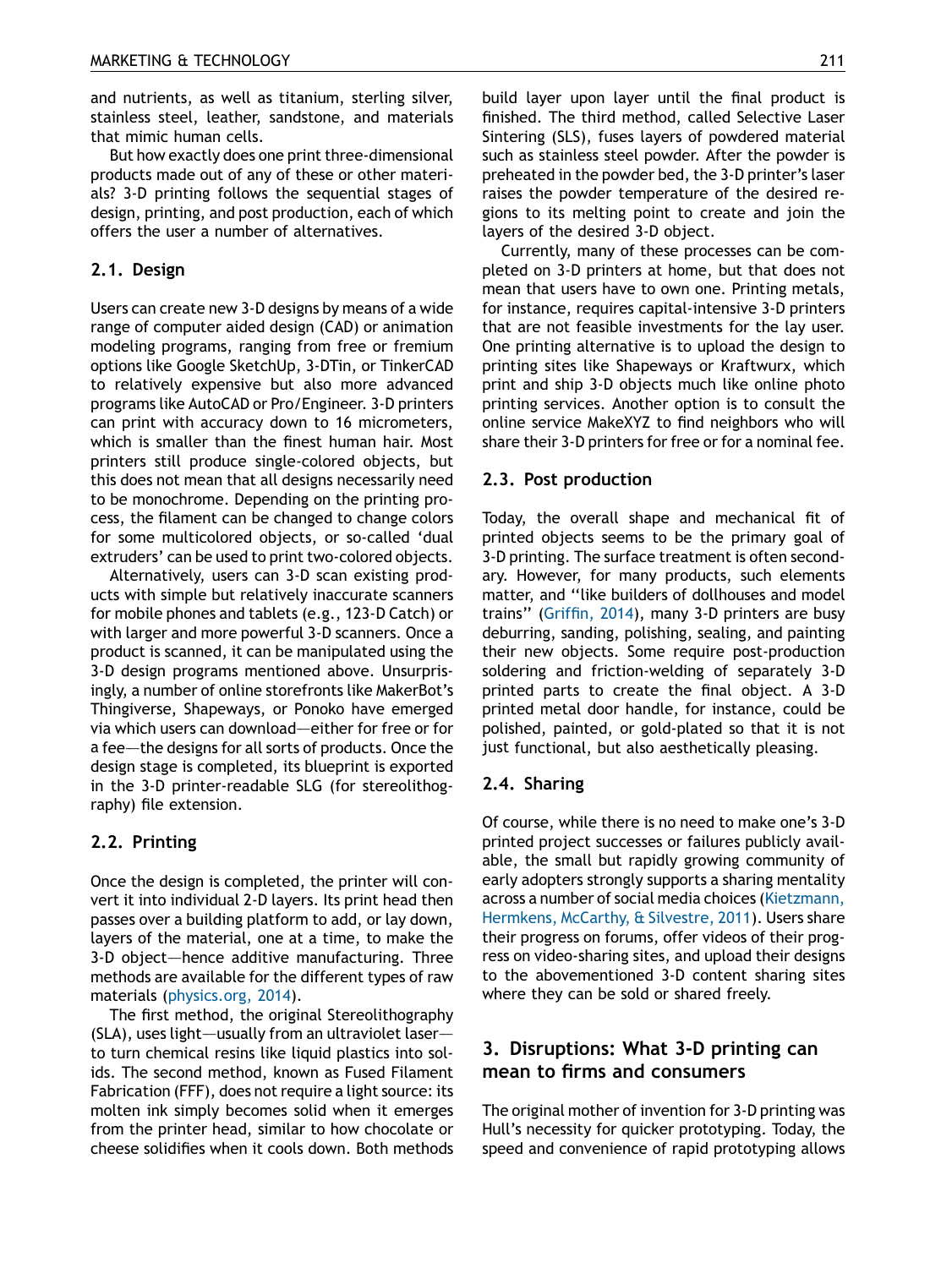and nutrients, as well as titanium, sterling silver, stainless steel, leather, sandstone, and materials that mimic human cells.

But how exactly does one print three-dimensional products made out of any of these or other materials? 3-D printing follows the sequential stages of design, printing, and post production, each of which offers the user a number of alternatives.

## 2.1. Design

Users can create new 3-D designs by means of a wide range of computer aided design (CAD) or animation modeling programs, ranging from free or fremium options like Google SketchUp, 3-DTin, or TinkerCAD to relatively expensive but also more advanced programs like AutoCAD or Pro/Engineer. 3-D printers can print with accuracy down to 16 micrometers, which is smaller than the finest human hair. Most printers still produce single-colored objects, but this does not mean that all designs necessarily need to be monochrome. Depending on the printing process, the filament can be changed to change colors for some multicolored objects, or so-called 'dual extruders' can be used to print two-colored objects.

Alternatively, users can 3-D scan existing products with simple but relatively inaccurate scanners for mobile phones and tablets (e.g., 123-D Catch) or with larger and more powerful 3-D scanners. Once a product is scanned, it can be manipulated using the 3-D design programs mentioned above. Unsurprisingly, a number of online storefronts like MakerBot's Thingiverse, Shapeways, or Ponoko have emerged via which users can download—either for free or for a fee—the designs for all sorts of products. Once the design stage is completed, its blueprint is exported in the 3-D printer-readable SLG (for stereolithography) file extension.

## 2.2. Printing

Once the design is completed, the printer will convert it into individual 2-D layers. Its print head then passes over a building platform to add, or lay down, layers of the material, one at a time, to make the 3-D object—hence additive manufacturing. Three methods are available for the different types of raw materials (physics.org, 2014).

The first method, the original Stereolithography (SLA), uses light—usually from an ultraviolet laser—to turn chemical resins like liquid plastics into solids. The second method, known as Fused Filament Fabrication (FFF), does not require a light source: its molten ink simply becomes solid when it emerges from the printer head, similar to how chocolate or cheese solidifies when it cools down. Both methods build layer upon layer until the final product is finished. The third method, called Selective Laser Sintering (SLS), fuses layers of powdered material such as stainless steel powder. After the powder is preheated in the powder bed, the 3-D printer's laser raises the powder temperature of the desired regions to its melting point to create and join the layers of the desired 3-D object.

Currently, many of these processes can be completed on 3-D printers at home, but that does not mean that users have to own one. Printing metals, for instance, requires capital-intensive 3-D printers that are not feasible investments for the lay user. One printing alternative is to upload the design to printing sites like Shapeways or Kraftwurx, which print and ship 3-D objects much like online photo printing services. Another option is to consult the online service MakeXYZ to find neighbors who will share their 3-D printers for free or for a nominal fee.

## 2.3. Post production

Today, the overall shape and mechanical fit of printed objects seems to be the primary goal of 3-D printing. The surface treatment is often secondary. However, for many products, such elements matter, and "like builders of dollhouses and model trains" (Griffin, 2014), many 3-D printers are busy deburring, sanding, polishing, sealing, and painting their new objects. Some require post-production soldering and friction-welding of separately 3-D printed parts to create the final object. A 3-D printed metal door handle, for instance, could be polished, painted, or gold-plated so that it is not just functional, but also aesthetically pleasing.

## 2.4. Sharing

Of course, while there is no need to make one's 3-D printed project successes or failures publicly available, the small but rapidly growing community of early adopters strongly supports a sharing mentality across a number of social media choices (Kietzmann, Hermkens, McCarthy, & Silvestre, 2011). Users share their progress on forums, offer videos of their progress on video-sharing sites, and upload their designs to the abovementioned 3-D content sharing sites where they can be sold or shared freely.

# 3. Disruptions: What 3-D printing can mean to firms and consumers

The original mother of invention for 3-D printing was Hull's necessity for quicker prototyping. Today, the speed and convenience of rapid prototyping allows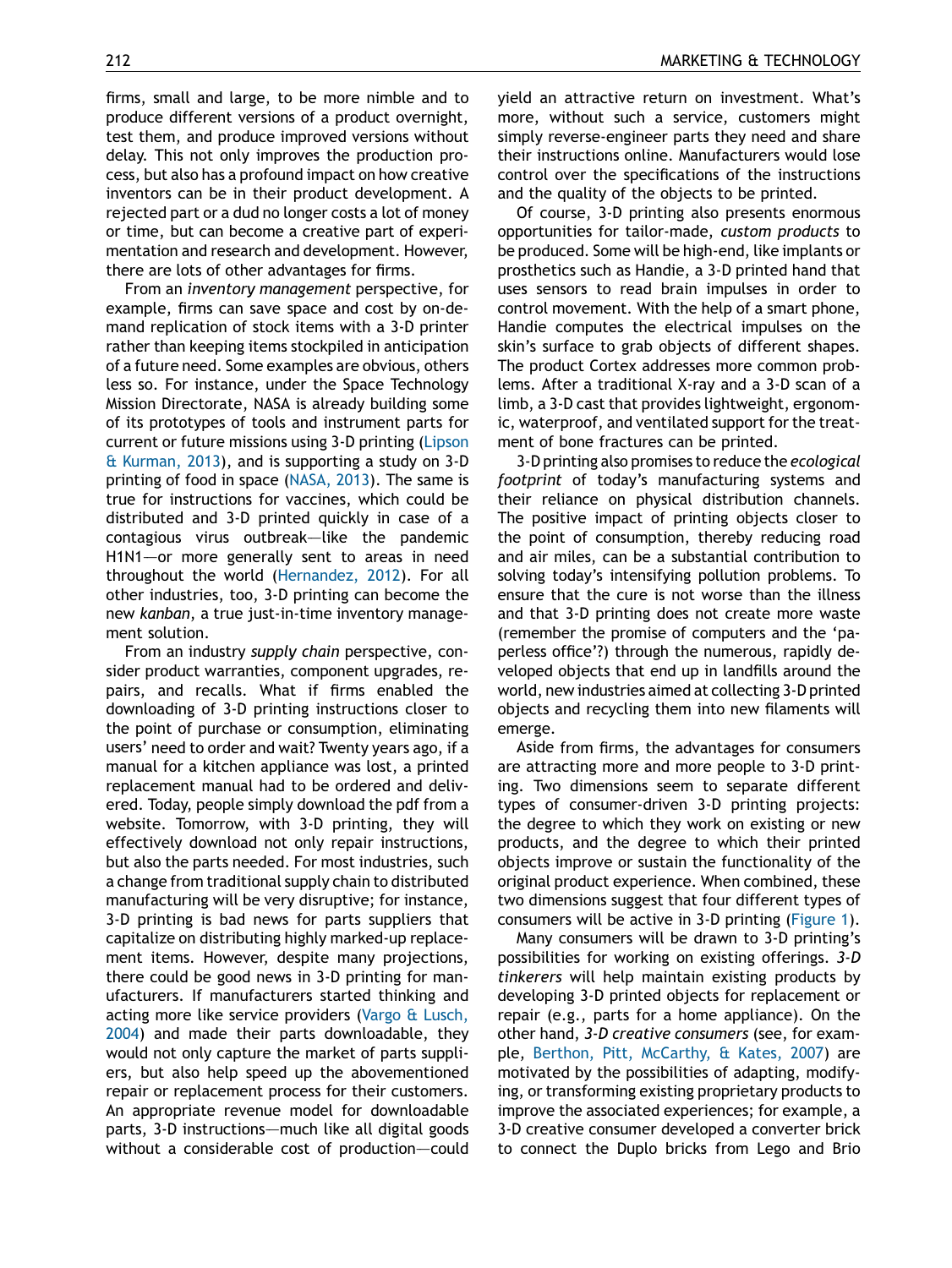firms, small and large, to be more nimble and to produce different versions of a product overnight, test them, and produce improved versions without delay. This not only improves the production process, but also has a profound impact on how creative inventors can be in their product development. A rejected part or a dud no longer costs a lot of money or time, but can become a creative part of experimentation and research and development. However, there are lots of other advantages for firms.

From an *inventory management* perspective, for example, firms can save space and cost by on-demand replication of stock items with a 3-D printer rather than keeping items stockpiled in anticipation of a future need. Some examples are obvious, others less so. For instance, under the Space Technology Mission Directorate, NASA is already building some of its prototypes of tools and instrument parts for current or future missions using 3-D printing (Lipson & Kurman, 2013), and is supporting a study on 3-D printing of food in space (NASA, 2013). The same is true for instructions for vaccines, which could be distributed and 3-D printed quickly in case of a contagious virus outbreak—like the pandemic H1N1—or more generally sent to areas in need throughout the world (Hernandez, 2012). For all other industries, too, 3-D printing can become the new *kanban*, a true just-in-time inventory management solution.

From an industry *supply chain* perspective, consider product warranties, component upgrades, repairs, and recalls. What if firms enabled the downloading of 3-D printing instructions closer to the point of purchase or consumption, eliminating users' need to order and wait? Twenty years ago, if a manual for a kitchen appliance was lost, a printed replacement manual had to be ordered and delivered. Today, people simply download the pdf from a website. Tomorrow, with 3-D printing, they will effectively download not only repair instructions, but also the parts needed. For most industries, such a change from traditional supply chain to distributed manufacturing will be very disruptive; for instance, 3-D printing is bad news for parts suppliers that capitalize on distributing highly marked-up replacement items. However, despite many projections, there could be good news in 3-D printing for manufacturers. If manufacturers started thinking and acting more like service providers (Vargo & Lusch, 2004) and made their parts downloadable, they would not only capture the market of parts suppliers, but also help speed up the abovementioned repair or replacement process for their customers. An appropriate revenue model for downloadable parts, 3-D instructions—much like all digital goods without a considerable cost of production—could yield an attractive return on investment. What's more, without such a service, customers might simply reverse-engineer parts they need and share their instructions online. Manufacturers would lose control over the specifications of the instructions and the quality of the objects to be printed.

Of course, 3-D printing also presents enormous opportunities for tailor-made, *custom products* to be produced. Some will be high-end, like implants or prosthetics such as Handie, a 3-D printed hand that uses sensors to read brain impulses in order to control movement. With the help of a smart phone, Handie computes the electrical impulses on the skin's surface to grab objects of different shapes. The product Cortex addresses more common problems. After a traditional X-ray and a 3-D scan of a limb, a 3-D cast that provides lightweight, ergonomic, waterproof, and ventilated support for the treatment of bone fractures can be printed.

3-D printing also promises to reduce the *ecological footprint* of today's manufacturing systems and their reliance on physical distribution channels. The positive impact of printing objects closer to the point of consumption, thereby reducing road and air miles, can be a substantial contribution to solving today's intensifying pollution problems. To ensure that the cure is not worse than the illness and that 3-D printing does not create more waste (remember the promise of computers and the 'paperless office'?) through the numerous, rapidly developed objects that end up in landfills around the world, new industries aimed at collecting 3-D printed objects and recycling them into new filaments will emerge.

Aside from firms, the advantages for consumers are attracting more and more people to 3-D printing. Two dimensions seem to separate different types of consumer-driven 3-D printing projects: the degree to which they work on existing or new products, and the degree to which their printed objects improve or sustain the functionality of the original product experience. When combined, these two dimensions suggest that four different types of consumers will be active in 3-D printing (Figure 1).

Many consumers will be drawn to 3-D printing's possibilities for working on existing offerings. *3-D tinkerers* will help maintain existing products by developing 3-D printed objects for replacement or repair (e.g., parts for a home appliance). On the other hand, *3-D creative consumers* (see, for example, Berthon, Pitt, McCarthy, & Kates, 2007) are motivated by the possibilities of adapting, modifying, or transforming existing proprietary products to improve the associated experiences; for example, a 3-D creative consumer developed a converter brick to connect the Duplo bricks from Lego and Brio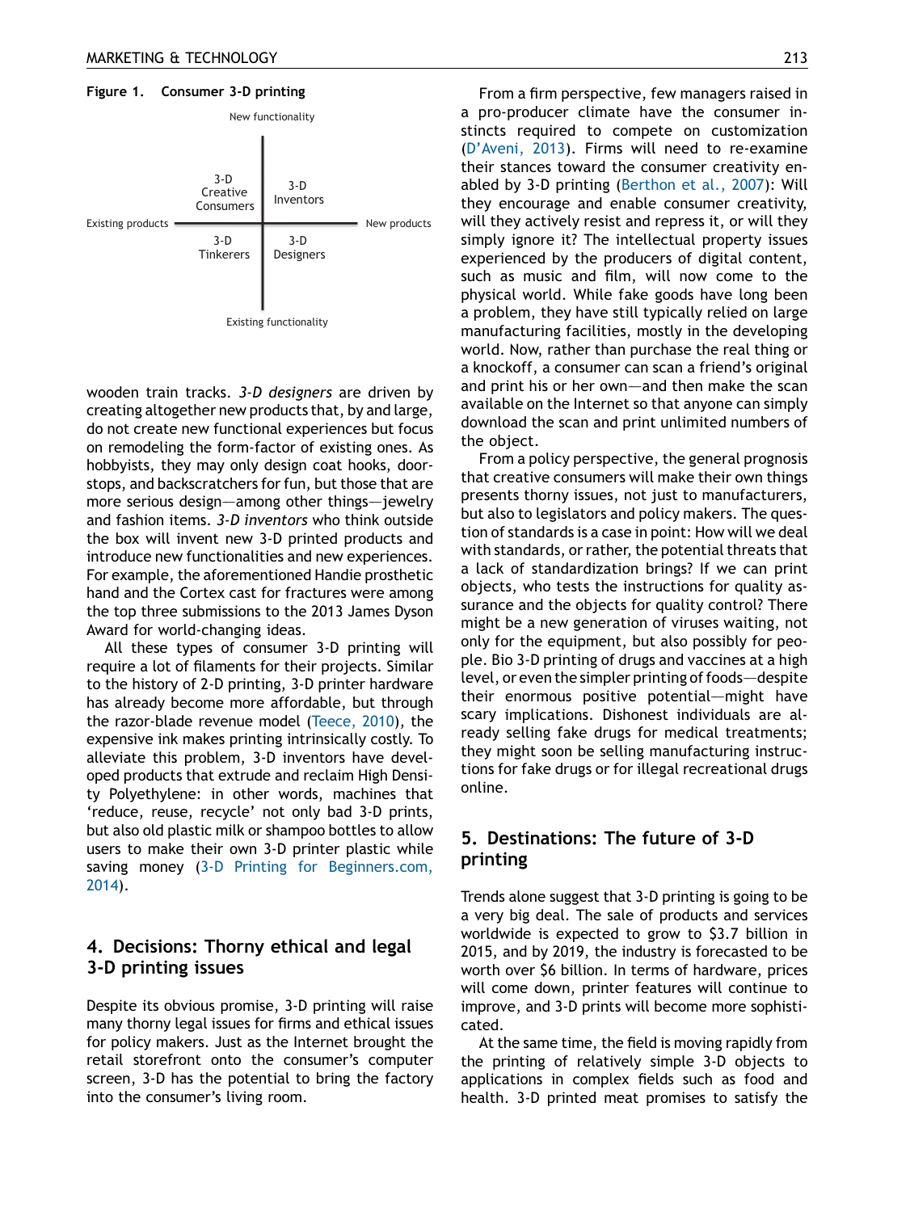**Figure 1. Consumer 3-D printing**

| | Existing products | New products |
|---|---|---|
| New functionality | 3-D Creative Consumers | 3-D Inventors |
| Existing functionality | 3-D Tinkerers | 3-D Designers |

wooden train tracks. *3-D designers* are driven by creating altogether new products that, by and large, do not create new functional experiences but focus on remodeling the form-factor of existing ones. As hobbyists, they may only design coat hooks, doorstops, and backscratchers for fun, but those that are more serious design—among other things—jewelry and fashion items. *3-D inventors* who think outside the box will invent new 3-D printed products and introduce new functionalities and new experiences. For example, the aforementioned Handie prosthetic hand and the Cortex cast for fractures were among the top three submissions to the 2013 James Dyson Award for world-changing ideas.

All these types of consumer 3-D printing will require a lot of filaments for their projects. Similar to the history of 2-D printing, 3-D printer hardware has already become more affordable, but through the razor-blade revenue model (Teece, 2010), the expensive ink makes printing intrinsically costly. To alleviate this problem, 3-D inventors have developed products that extrude and reclaim High Density Polyethylene: in other words, machines that 'reduce, reuse, recycle' not only bad 3-D prints, but also old plastic milk or shampoo bottles to allow users to make their own 3-D printer plastic while saving money (3-D Printing for Beginners.com, 2014).

## 4. Decisions: Thorny ethical and legal 3-D printing issues

Despite its obvious promise, 3-D printing will raise many thorny legal issues for firms and ethical issues for policy makers. Just as the Internet brought the retail storefront onto the consumer's computer screen, 3-D has the potential to bring the factory into the consumer's living room.

From a firm perspective, few managers raised in a pro-producer climate have the consumer instincts required to compete on customization (D'Aveni, 2013). Firms will need to re-examine their stances toward the consumer creativity enabled by 3-D printing (Berthon et al., 2007): Will they encourage and enable consumer creativity, will they actively resist and repress it, or will they simply ignore it? The intellectual property issues experienced by the producers of digital content, such as music and film, will now come to the physical world. While fake goods have long been a problem, they have still typically relied on large manufacturing facilities, mostly in the developing world. Now, rather than purchase the real thing or a knockoff, a consumer can scan a friend's original and print his or her own—and then make the scan available on the Internet so that anyone can simply download the scan and print unlimited numbers of the object.

From a policy perspective, the general prognosis that creative consumers will make their own things presents thorny issues, not just to manufacturers, but also to legislators and policy makers. The question of standards is a case in point: How will we deal with standards, or rather, the potential threats that a lack of standardization brings? If we can print objects, who tests the instructions for quality assurance and the objects for quality control? There might be a new generation of viruses waiting, not only for the equipment, but also possibly for people. Bio 3-D printing of drugs and vaccines at a high level, or even the simpler printing of foods—despite their enormous positive potential—might have scary implications. Dishonest individuals are already selling fake drugs for medical treatments; they might soon be selling manufacturing instructions for fake drugs or for illegal recreational drugs online.

## 5. Destinations: The future of 3-D printing

Trends alone suggest that 3-D printing is going to be a very big deal. The sale of products and services worldwide is expected to grow to $3.7 billion in 2015, and by 2019, the industry is forecasted to be worth over $6 billion. In terms of hardware, prices will come down, printer features will continue to improve, and 3-D prints will become more sophisticated.

At the same time, the field is moving rapidly from the printing of relatively simple 3-D objects to applications in complex fields such as food and health. 3-D printed meat promises to satisfy the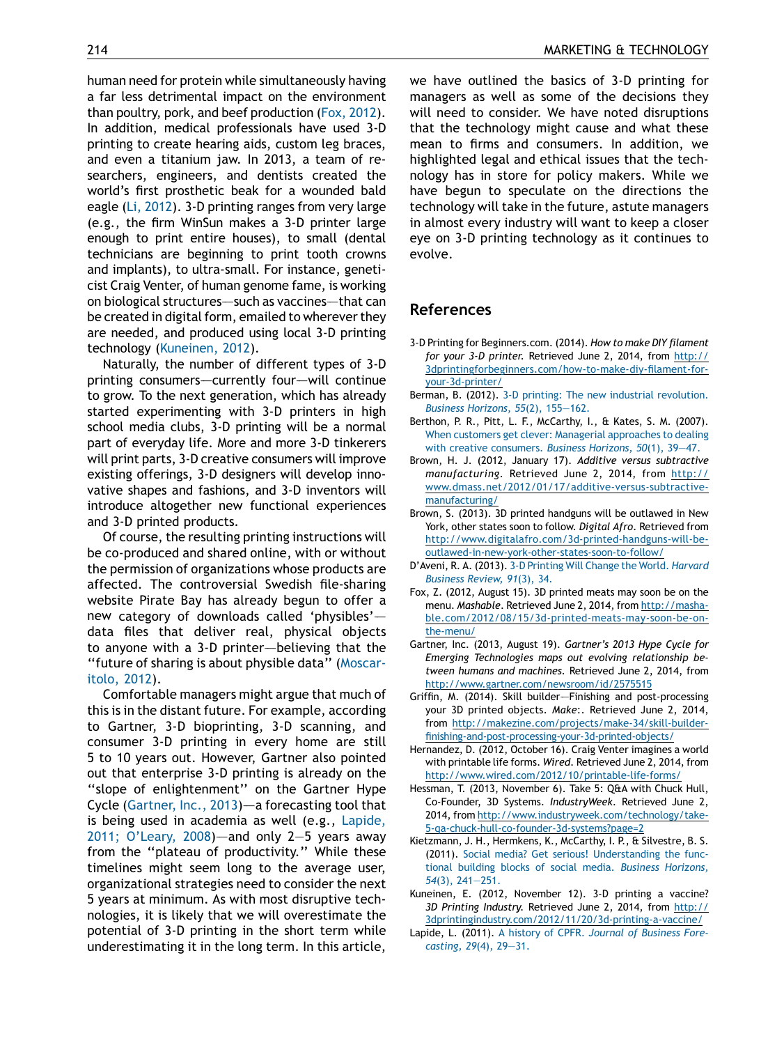human need for protein while simultaneously having a far less detrimental impact on the environment than poultry, pork, and beef production (Fox, 2012). In addition, medical professionals have used 3-D printing to create hearing aids, custom leg braces, and even a titanium jaw. In 2013, a team of researchers, engineers, and dentists created the world's first prosthetic beak for a wounded bald eagle (Li, 2012). 3-D printing ranges from very large (e.g., the firm WinSun makes a 3-D printer large enough to print entire houses), to small (dental technicians are beginning to print tooth crowns and implants), to ultra-small. For instance, geneticist Craig Venter, of human genome fame, is working on biological structures—such as vaccines—that can be created in digital form, emailed to wherever they are needed, and produced using local 3-D printing technology (Kuneinen, 2012).

Naturally, the number of different types of 3-D printing consumers—currently four—will continue to grow. To the next generation, which has already started experimenting with 3-D printers in high school media clubs, 3-D printing will be a normal part of everyday life. More and more 3-D tinkerers will print parts, 3-D creative consumers will improve existing offerings, 3-D designers will develop innovative shapes and fashions, and 3-D inventors will introduce altogether new functional experiences and 3-D printed products.

Of course, the resulting printing instructions will be co-produced and shared online, with or without the permission of organizations whose products are affected. The controversial Swedish file-sharing website Pirate Bay has already begun to offer a new category of downloads called 'physibles'—data files that deliver real, physical objects to anyone with a 3-D printer—believing that the "future of sharing is about physible data" (Moscaritolo, 2012).

Comfortable managers might argue that much of this is in the distant future. For example, according to Gartner, 3-D bioprinting, 3-D scanning, and consumer 3-D printing in every home are still 5 to 10 years out. However, Gartner also pointed out that enterprise 3-D printing is already on the "slope of enlightenment" on the Gartner Hype Cycle (Gartner, Inc., 2013)—a forecasting tool that is being used in academia as well (e.g., Lapide, 2011; O'Leary, 2008)—and only 2–5 years away from the "plateau of productivity." While these timelines might seem long to the average user, organizational strategies need to consider the next 5 years at minimum. As with most disruptive technologies, it is likely that we will overestimate the potential of 3-D printing in the short term while underestimating it in the long term. In this article, we have outlined the basics of 3-D printing for managers as well as some of the decisions they will need to consider. We have noted disruptions that the technology might cause and what these mean to firms and consumers. In addition, we highlighted legal and ethical issues that the technology has in store for policy makers. While we have begun to speculate on the directions the technology will take in the future, astute managers in almost every industry will want to keep a closer eye on 3-D printing technology as it continues to evolve.

## References

3-D Printing for Beginners.com. (2014). *How to make DIY filament for your 3-D printer.* Retrieved June 2, 2014, from http://3dprintingforbeginners.com/how-to-make-diy-filament-for-your-3d-printer/

Berman, B. (2012). 3-D printing: The new industrial revolution. *Business Horizons, 55*(2), 155–162.

Berthon, P. R., Pitt, L. F., McCarthy, I., & Kates, S. M. (2007). When customers get clever: Managerial approaches to dealing with creative consumers. *Business Horizons, 50*(1), 39–47.

Brown, H. J. (2012, January 17). *Additive versus subtractive manufacturing*. Retrieved June 2, 2014, from http://www.dmass.net/2012/01/17/additive-versus-subtractive-manufacturing/

Brown, S. (2013). 3D printed handguns will be outlawed in New York, other states soon to follow. *Digital Afro*. Retrieved from http://www.digitalafro.com/3d-printed-handguns-will-be-outlawed-in-new-york-other-states-soon-to-follow/

D'Aveni, R. A. (2013). 3-D Printing Will Change the World. *Harvard Business Review, 91*(3), 34.

Fox, Z. (2012, August 15). 3D printed meats may soon be on the menu. *Mashable*. Retrieved June 2, 2014, from http://mashable.com/2012/08/15/3d-printed-meats-may-soon-be-on-the-menu/

Gartner, Inc. (2013, August 19). *Gartner's 2013 Hype Cycle for Emerging Technologies maps out evolving relationship between humans and machines*. Retrieved June 2, 2014, from http://www.gartner.com/newsroom/id/2575515

Griffin, M. (2014). Skill builder—Finishing and post-processing your 3D printed objects. *Make*:. Retrieved June 2, 2014, from http://makezine.com/projects/make-34/skill-builder-finishing-and-post-processing-your-3d-printed-objects/

Hernandez, D. (2012, October 16). Craig Venter imagines a world with printable life forms. *Wired*. Retrieved June 2, 2014, from http://www.wired.com/2012/10/printable-life-forms/

Hessman, T. (2013, November 6). Take 5: Q&A with Chuck Hull, Co-Founder, 3D Systems. *IndustryWeek*. Retrieved June 2, 2014, from http://www.industryweek.com/technology/take-5-qa-chuck-hull-co-founder-3d-systems?page=2

Kietzmann, J. H., Hermkens, K., McCarthy, I. P., & Silvestre, B. S. (2011). Social media? Get serious! Understanding the functional building blocks of social media. *Business Horizons, 54*(3), 241–251.

Kuneinen, E. (2012, November 12). 3-D printing a vaccine? *3D Printing Industry*. Retrieved June 2, 2014, from http://3dprintingindustry.com/2012/11/20/3d-printing-a-vaccine/

Lapide, L. (2011). A history of CPFR. *Journal of Business Forecasting, 29*(4), 29–31.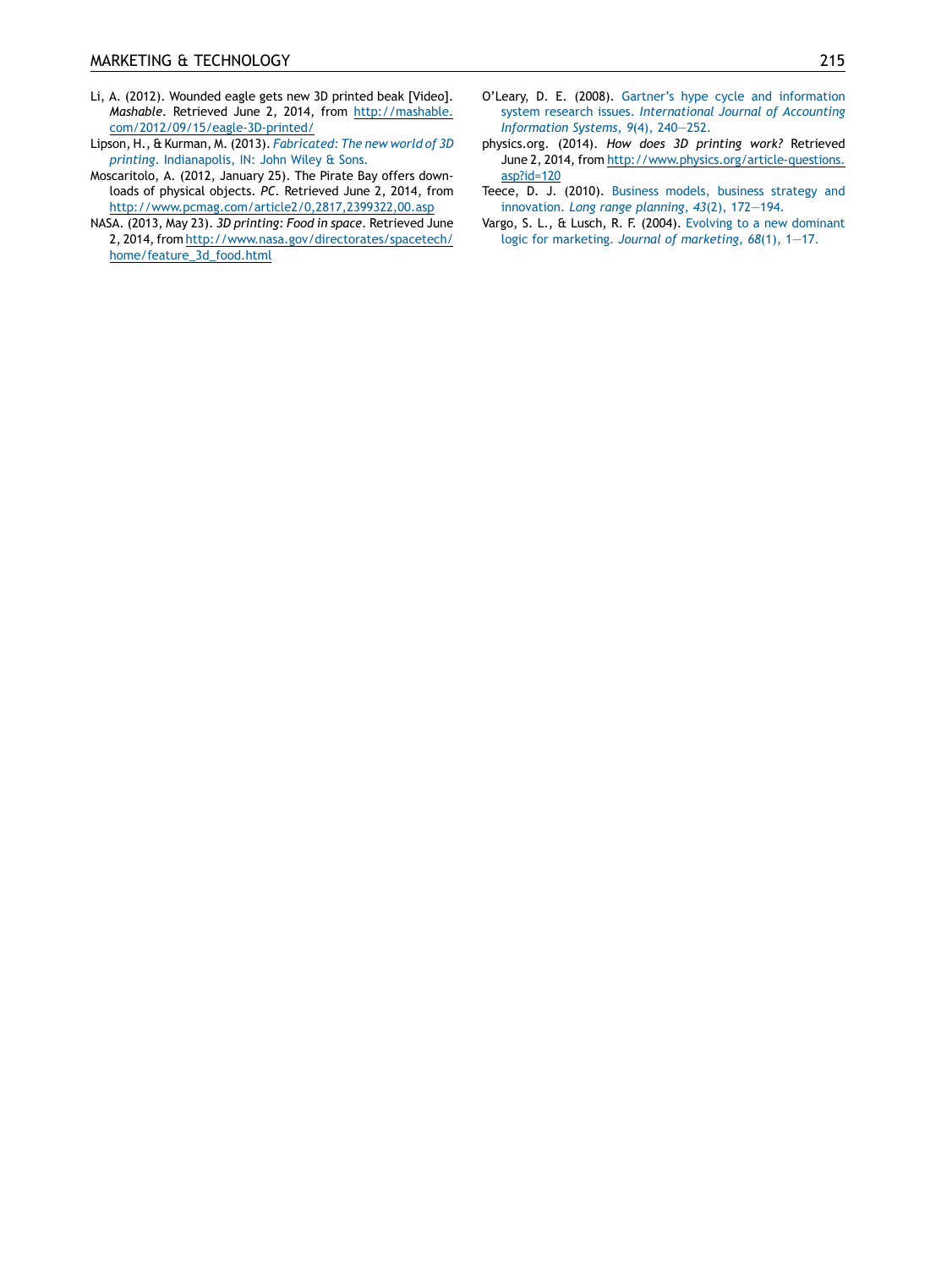Li, A. (2012). Wounded eagle gets new 3D printed beak [Video]. *Mashable*. Retrieved June 2, 2014, from http://mashable.com/2012/09/15/eagle-3D-printed/

Lipson, H., & Kurman, M. (2013). *Fabricated: The new world of 3D printing*. Indianapolis, IN: John Wiley & Sons.

Moscaritolo, A. (2012, January 25). The Pirate Bay offers downloads of physical objects. *PC*. Retrieved June 2, 2014, from http://www.pcmag.com/article2/0,2817,2399322,00.asp

NASA. (2013, May 23). *3D printing: Food in space*. Retrieved June 2, 2014, from http://www.nasa.gov/directorates/spacetech/home/feature_3d_food.html

O'Leary, D. E. (2008). Gartner's hype cycle and information system research issues. *International Journal of Accounting Information Systems, 9*(4), 240—252.

physics.org. (2014). *How does 3D printing work?* Retrieved June 2, 2014, from http://www.physics.org/article-questions.asp?id=120

Teece, D. J. (2010). Business models, business strategy and innovation. *Long range planning, 43*(2), 172—194.

Vargo, S. L., & Lusch, R. F. (2004). Evolving to a new dominant logic for marketing. *Journal of marketing, 68*(1), 1—17.